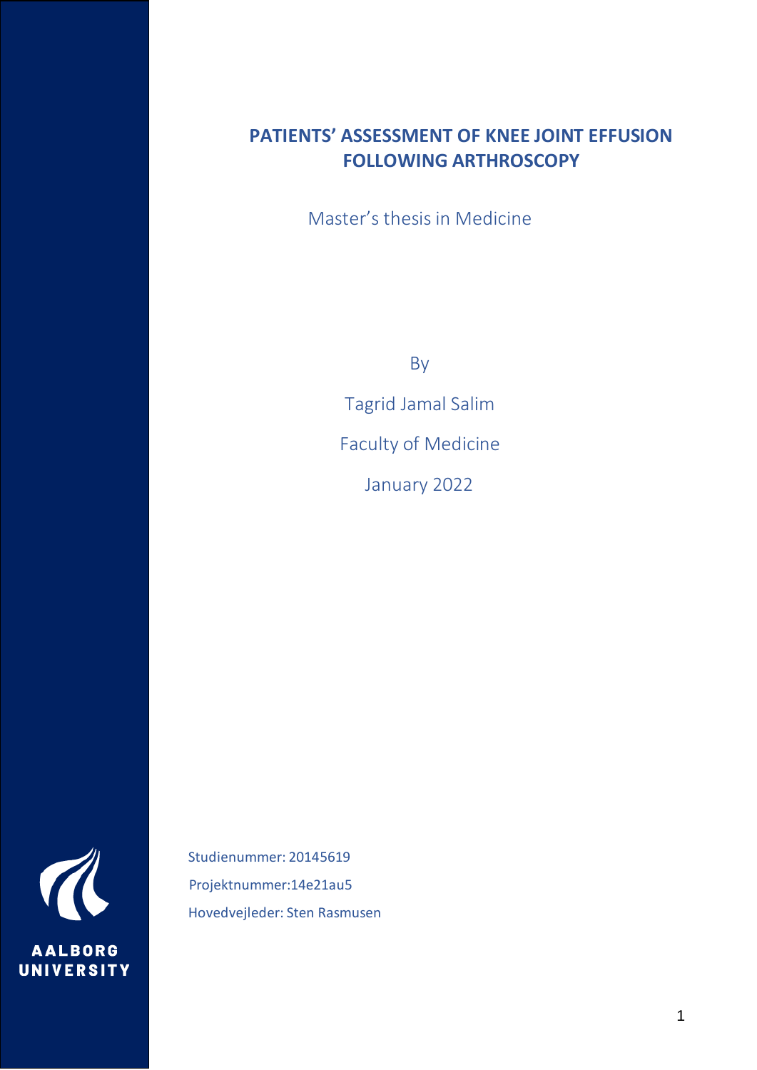# PATIENTS' ASSESSMENT OF KNEE JOINT EFFUSION FOLLOWING ARTHROSCOPY

Master's thesis in Medicine

By

Tagrid Jamal Salim

Faculty of Medicine

January 2022

AALBORG UNIVERSITY

Studienummer: 20145619

Projektnummer:14e21au5

Hovedvejleder: Sten Rasmusen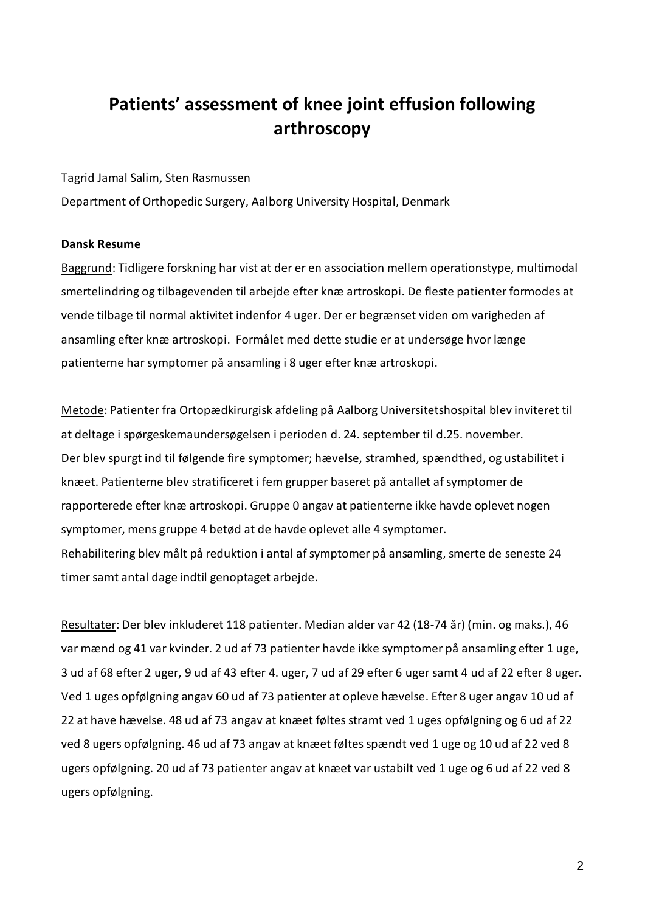# Patients' assessment of knee joint effusion following arthroscopy

Tagrid Jamal Salim, Sten Rasmussen

Department of Orthopedic Surgery, Aalborg University Hospital, Denmark

**Dansk Resume**

Baggrund: Tidligere forskning har vist at der er en association mellem operationstype, multimodal smertelindring og tilbagevenden til arbejde efter knæ artroskopi. De fleste patienter formodes at vende tilbage til normal aktivitet indenfor 4 uger. Der er begrænset viden om varigheden af ansamling efter knæ artroskopi. Formålet med dette studie er at undersøge hvor længe patienterne har symptomer på ansamling i 8 uger efter knæ artroskopi.

Metode: Patienter fra Ortopædkirurgisk afdeling på Aalborg Universitetshospital blev inviteret til at deltage i spørgeskemaundersøgelsen i perioden d. 24. september til d.25. november.
Der blev spurgt ind til følgende fire symptomer; hævelse, stramhed, spændthed, og ustabilitet i knæet. Patienterne blev stratificeret i fem grupper baseret på antallet af symptomer de rapporterede efter knæ artroskopi. Gruppe 0 angav at patienterne ikke havde oplevet nogen symptomer, mens gruppe 4 betød at de havde oplevet alle 4 symptomer.
Rehabilitering blev målt på reduktion i antal af symptomer på ansamling, smerte de seneste 24 timer samt antal dage indtil genoptaget arbejde.

Resultater: Der blev inkluderet 118 patienter. Median alder var 42 (18-74 år) (min. og maks.), 46 var mænd og 41 var kvinder. 2 ud af 73 patienter havde ikke symptomer på ansamling efter 1 uge, 3 ud af 68 efter 2 uger, 9 ud af 43 efter 4. uger, 7 ud af 29 efter 6 uger samt 4 ud af 22 efter 8 uger. Ved 1 uges opfølgning angav 60 ud af 73 patienter at opleve hævelse. Efter 8 uger angav 10 ud af 22 at have hævelse. 48 ud af 73 angav at knæet føltes stramt ved 1 uges opfølgning og 6 ud af 22 ved 8 ugers opfølgning. 46 ud af 73 angav at knæet føltes spændt ved 1 uge og 10 ud af 22 ved 8 ugers opfølgning. 20 ud af 73 patienter angav at knæet var ustabilt ved 1 uge og 6 ud af 22 ved 8 ugers opfølgning.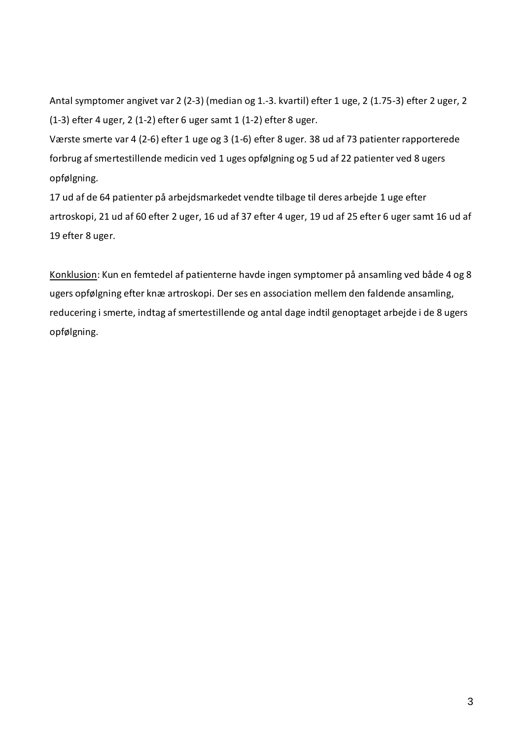Antal symptomer angivet var 2 (2-3) (median og 1.-3. kvartil) efter 1 uge, 2 (1.75-3) efter 2 uger, 2 (1-3) efter 4 uger, 2 (1-2) efter 6 uger samt 1 (1-2) efter 8 uger.

Værste smerte var 4 (2-6) efter 1 uge og 3 (1-6) efter 8 uger. 38 ud af 73 patienter rapporterede forbrug af smertestillende medicin ved 1 uges opfølgning og 5 ud af 22 patienter ved 8 ugers opfølgning.

17 ud af de 64 patienter på arbejdsmarkedet vendte tilbage til deres arbejde 1 uge efter artroskopi, 21 ud af 60 efter 2 uger, 16 ud af 37 efter 4 uger, 19 ud af 25 efter 6 uger samt 16 ud af 19 efter 8 uger.

Konklusion: Kun en femtedel af patienterne havde ingen symptomer på ansamling ved både 4 og 8 ugers opfølgning efter knæ artroskopi. Der ses en association mellem den faldende ansamling, reducering i smerte, indtag af smertestillende og antal dage indtil genoptaget arbejde i de 8 ugers opfølgning.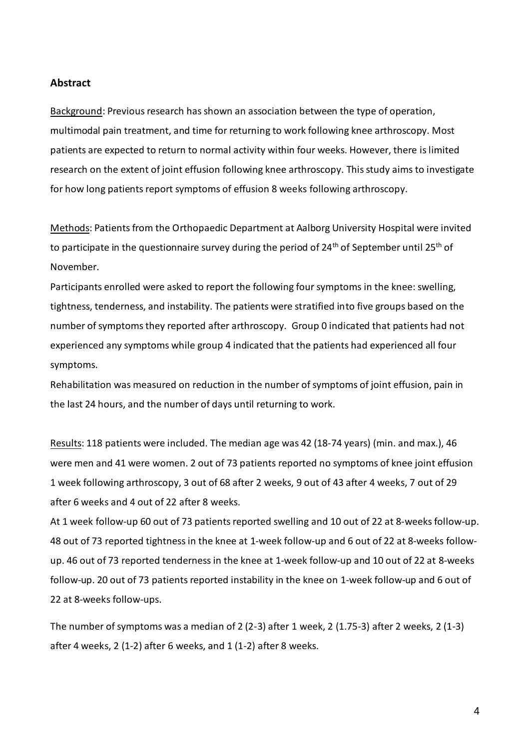## Abstract

Background: Previous research has shown an association between the type of operation, multimodal pain treatment, and time for returning to work following knee arthroscopy. Most patients are expected to return to normal activity within four weeks. However, there is limited research on the extent of joint effusion following knee arthroscopy. This study aims to investigate for how long patients report symptoms of effusion 8 weeks following arthroscopy.

Methods: Patients from the Orthopaedic Department at Aalborg University Hospital were invited to participate in the questionnaire survey during the period of 24th of September until 25th of November.

Participants enrolled were asked to report the following four symptoms in the knee: swelling, tightness, tenderness, and instability. The patients were stratified into five groups based on the number of symptoms they reported after arthroscopy. Group 0 indicated that patients had not experienced any symptoms while group 4 indicated that the patients had experienced all four symptoms.

Rehabilitation was measured on reduction in the number of symptoms of joint effusion, pain in the last 24 hours, and the number of days until returning to work.

Results: 118 patients were included. The median age was 42 (18-74 years) (min. and max.), 46 were men and 41 were women. 2 out of 73 patients reported no symptoms of knee joint effusion 1 week following arthroscopy, 3 out of 68 after 2 weeks, 9 out of 43 after 4 weeks, 7 out of 29 after 6 weeks and 4 out of 22 after 8 weeks.

At 1 week follow-up 60 out of 73 patients reported swelling and 10 out of 22 at 8-weeks follow-up. 48 out of 73 reported tightness in the knee at 1-week follow-up and 6 out of 22 at 8-weeks follow-up. 46 out of 73 reported tenderness in the knee at 1-week follow-up and 10 out of 22 at 8-weeks follow-up. 20 out of 73 patients reported instability in the knee on 1-week follow-up and 6 out of 22 at 8-weeks follow-ups.

The number of symptoms was a median of 2 (2-3) after 1 week, 2 (1.75-3) after 2 weeks, 2 (1-3) after 4 weeks, 2 (1-2) after 6 weeks, and 1 (1-2) after 8 weeks.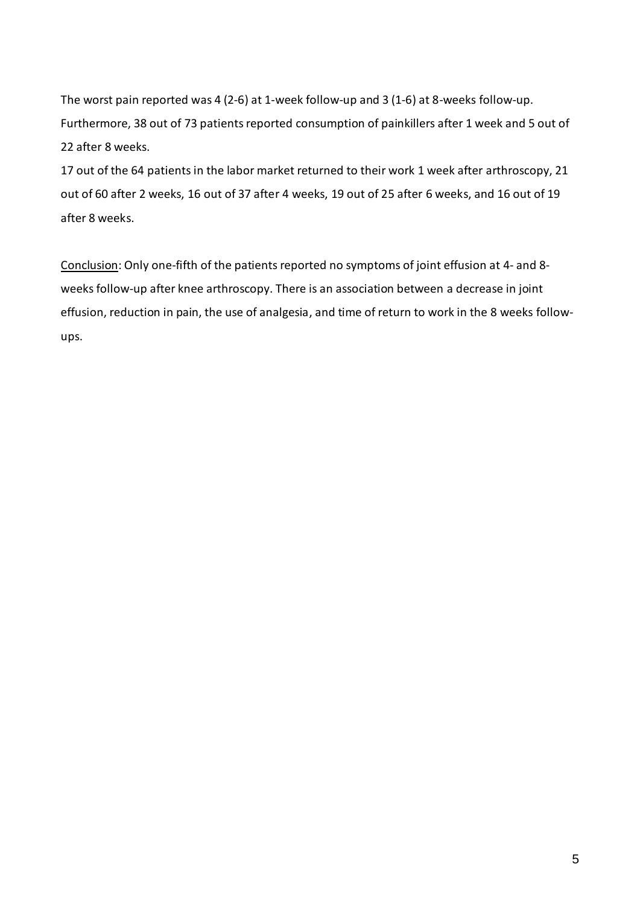The worst pain reported was 4 (2-6) at 1-week follow-up and 3 (1-6) at 8-weeks follow-up. Furthermore, 38 out of 73 patients reported consumption of painkillers after 1 week and 5 out of 22 after 8 weeks.

17 out of the 64 patients in the labor market returned to their work 1 week after arthroscopy, 21 out of 60 after 2 weeks, 16 out of 37 after 4 weeks, 19 out of 25 after 6 weeks, and 16 out of 19 after 8 weeks.

<u>Conclusion</u>: Only one-fifth of the patients reported no symptoms of joint effusion at 4- and 8-weeks follow-up after knee arthroscopy. There is an association between a decrease in joint effusion, reduction in pain, the use of analgesia, and time of return to work in the 8 weeks follow-ups.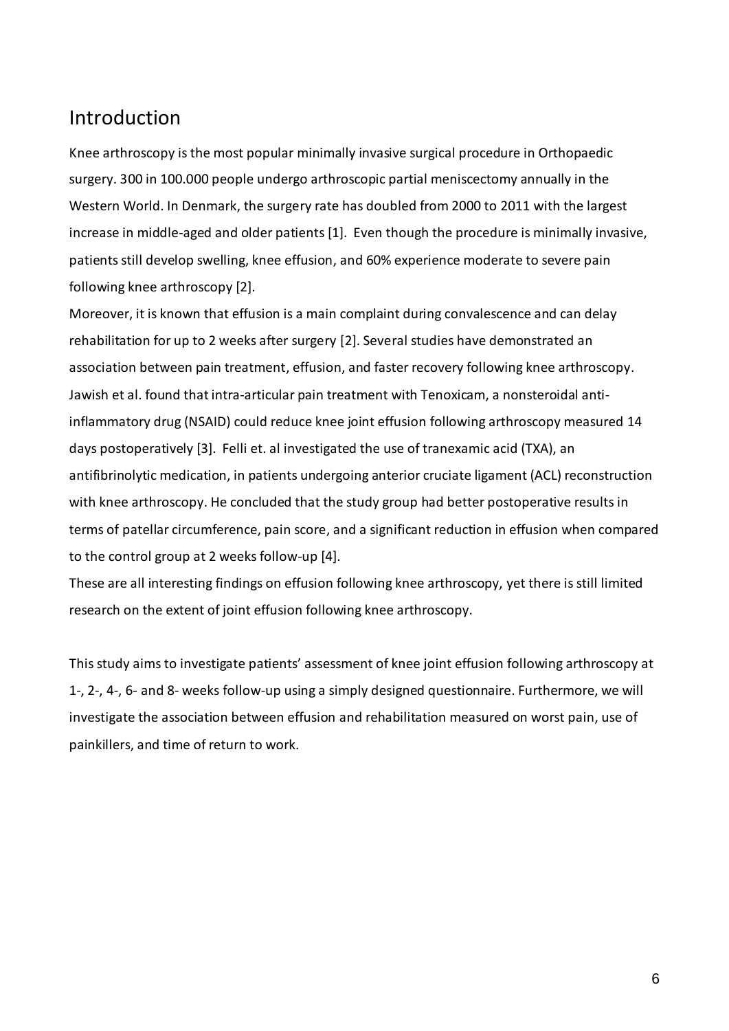## Introduction

Knee arthroscopy is the most popular minimally invasive surgical procedure in Orthopaedic surgery. 300 in 100.000 people undergo arthroscopic partial meniscectomy annually in the Western World. In Denmark, the surgery rate has doubled from 2000 to 2011 with the largest increase in middle-aged and older patients [1]. Even though the procedure is minimally invasive, patients still develop swelling, knee effusion, and 60% experience moderate to severe pain following knee arthroscopy [2].

Moreover, it is known that effusion is a main complaint during convalescence and can delay rehabilitation for up to 2 weeks after surgery [2]. Several studies have demonstrated an association between pain treatment, effusion, and faster recovery following knee arthroscopy. Jawish et al. found that intra-articular pain treatment with Tenoxicam, a nonsteroidal anti-inflammatory drug (NSAID) could reduce knee joint effusion following arthroscopy measured 14 days postoperatively [3]. Felli et. al investigated the use of tranexamic acid (TXA), an antifibrinolytic medication, in patients undergoing anterior cruciate ligament (ACL) reconstruction with knee arthroscopy. He concluded that the study group had better postoperative results in terms of patellar circumference, pain score, and a significant reduction in effusion when compared to the control group at 2 weeks follow-up [4].

These are all interesting findings on effusion following knee arthroscopy, yet there is still limited research on the extent of joint effusion following knee arthroscopy.

This study aims to investigate patients' assessment of knee joint effusion following arthroscopy at 1-, 2-, 4-, 6- and 8- weeks follow-up using a simply designed questionnaire. Furthermore, we will investigate the association between effusion and rehabilitation measured on worst pain, use of painkillers, and time of return to work.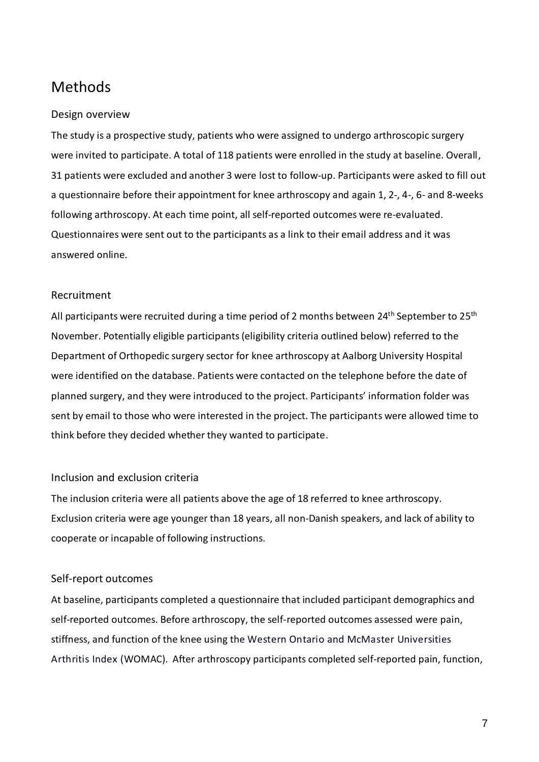# Methods

## Design overview

The study is a prospective study, patients who were assigned to undergo arthroscopic surgery were invited to participate. A total of 118 patients were enrolled in the study at baseline. Overall, 31 patients were excluded and another 3 were lost to follow-up. Participants were asked to fill out a questionnaire before their appointment for knee arthroscopy and again 1, 2-, 4-, 6- and 8-weeks following arthroscopy. At each time point, all self-reported outcomes were re-evaluated. Questionnaires were sent out to the participants as a link to their email address and it was answered online.

## Recruitment

All participants were recruited during a time period of 2 months between 24th September to 25th November. Potentially eligible participants (eligibility criteria outlined below) referred to the Department of Orthopedic surgery sector for knee arthroscopy at Aalborg University Hospital were identified on the database. Patients were contacted on the telephone before the date of planned surgery, and they were introduced to the project. Participants' information folder was sent by email to those who were interested in the project. The participants were allowed time to think before they decided whether they wanted to participate.

## Inclusion and exclusion criteria

The inclusion criteria were all patients above the age of 18 referred to knee arthroscopy. Exclusion criteria were age younger than 18 years, all non-Danish speakers, and lack of ability to cooperate or incapable of following instructions.

## Self-report outcomes

At baseline, participants completed a questionnaire that included participant demographics and self-reported outcomes. Before arthroscopy, the self-reported outcomes assessed were pain, stiffness, and function of the knee using the Western Ontario and McMaster Universities Arthritis Index (WOMAC). After arthroscopy participants completed self-reported pain, function,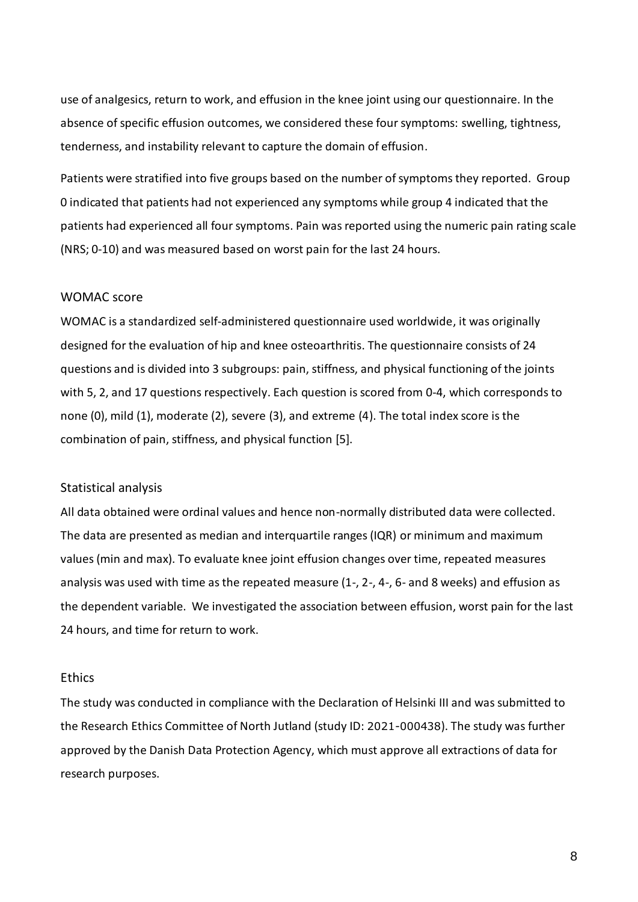use of analgesics, return to work, and effusion in the knee joint using our questionnaire. In the absence of specific effusion outcomes, we considered these four symptoms: swelling, tightness, tenderness, and instability relevant to capture the domain of effusion.

Patients were stratified into five groups based on the number of symptoms they reported. Group 0 indicated that patients had not experienced any symptoms while group 4 indicated that the patients had experienced all four symptoms. Pain was reported using the numeric pain rating scale (NRS; 0-10) and was measured based on worst pain for the last 24 hours.

## WOMAC score

WOMAC is a standardized self-administered questionnaire used worldwide, it was originally designed for the evaluation of hip and knee osteoarthritis. The questionnaire consists of 24 questions and is divided into 3 subgroups: pain, stiffness, and physical functioning of the joints with 5, 2, and 17 questions respectively. Each question is scored from 0-4, which corresponds to none (0), mild (1), moderate (2), severe (3), and extreme (4). The total index score is the combination of pain, stiffness, and physical function [5].

## Statistical analysis

All data obtained were ordinal values and hence non-normally distributed data were collected. The data are presented as median and interquartile ranges (IQR) or minimum and maximum values (min and max). To evaluate knee joint effusion changes over time, repeated measures analysis was used with time as the repeated measure (1-, 2-, 4-, 6- and 8 weeks) and effusion as the dependent variable. We investigated the association between effusion, worst pain for the last 24 hours, and time for return to work.

## Ethics

The study was conducted in compliance with the Declaration of Helsinki III and was submitted to the Research Ethics Committee of North Jutland (study ID: 2021-000438). The study was further approved by the Danish Data Protection Agency, which must approve all extractions of data for research purposes.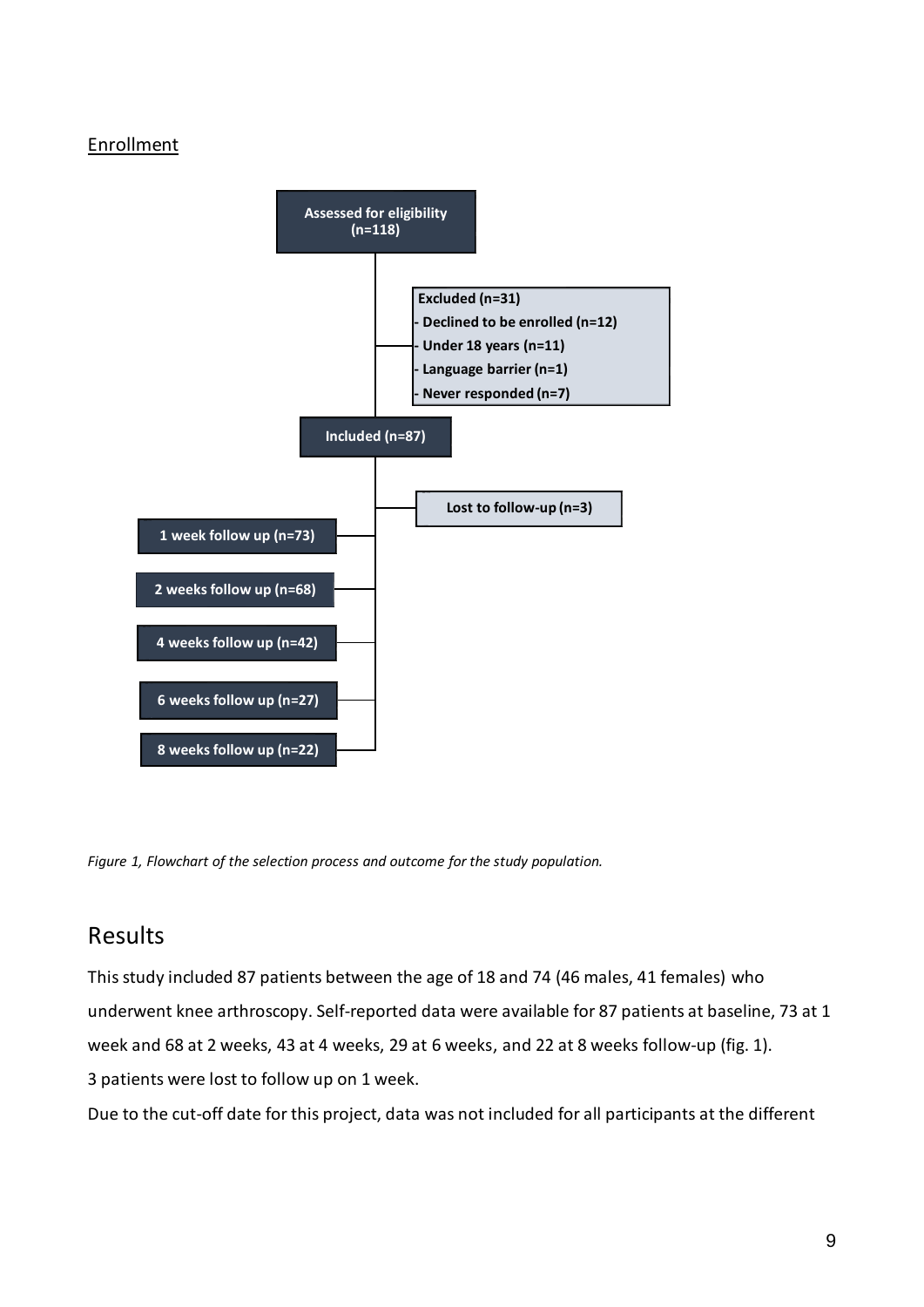Enrollment

Assessed for eligibility (n=118)

Excluded (n=31)
- Declined to be enrolled (n=12)
- Under 18 years (n=11)
- Language barrier (n=1)
- Never responded (n=7)

Included (n=87)

Lost to follow-up (n=3)

1 week follow up (n=73)

2 weeks follow up (n=68)

4 weeks follow up (n=42)

6 weeks follow up (n=27)

8 weeks follow up (n=22)

*Figure 1, Flowchart of the selection process and outcome for the study population.*

# Results

This study included 87 patients between the age of 18 and 74 (46 males, 41 females) who underwent knee arthroscopy. Self-reported data were available for 87 patients at baseline, 73 at 1 week and 68 at 2 weeks, 43 at 4 weeks, 29 at 6 weeks, and 22 at 8 weeks follow-up (fig. 1).

3 patients were lost to follow up on 1 week.

Due to the cut-off date for this project, data was not included for all participants at the different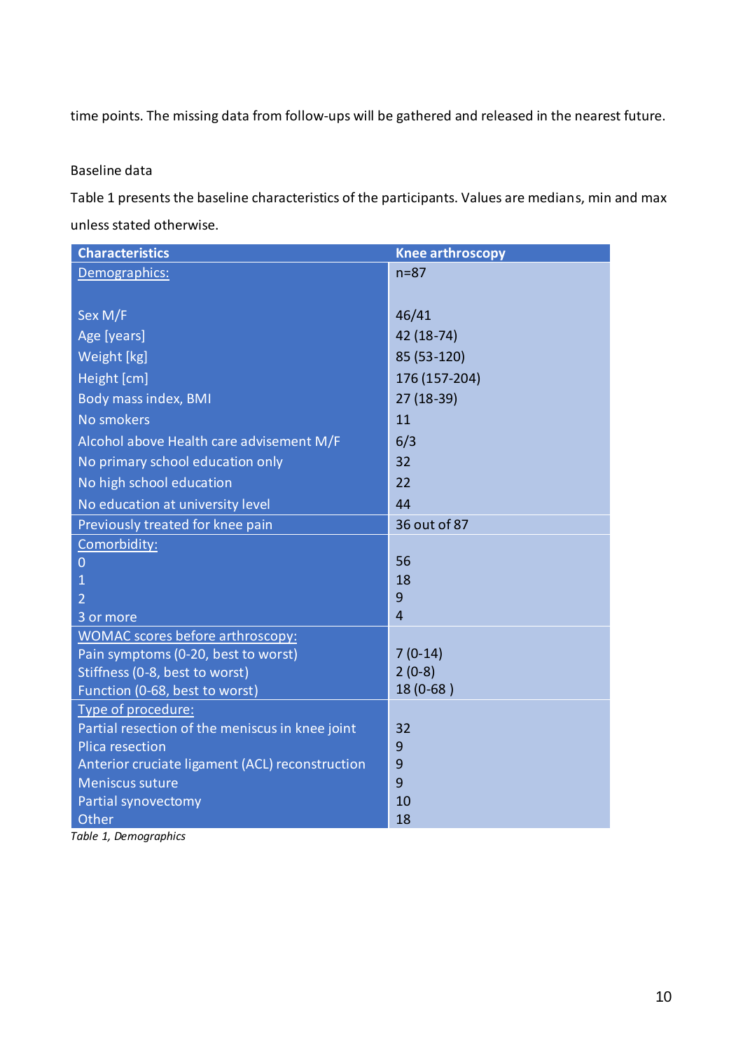time points. The missing data from follow-ups will be gathered and released in the nearest future.

Baseline data

Table 1 presents the baseline characteristics of the participants. Values are medians, min and max unless stated otherwise.

| Characteristics | Knee arthroscopy |
|---|---|
| Demographics: | n=87 |
| Sex M/F | 46/41 |
| Age [years] | 42 (18-74) |
| Weight [kg] | 85 (53-120) |
| Height [cm] | 176 (157-204) |
| Body mass index, BMI | 27 (18-39) |
| No smokers | 11 |
| Alcohol above Health care advisement M/F | 6/3 |
| No primary school education only | 32 |
| No high school education | 22 |
| No education at university level | 44 |
| Previously treated for knee pain | 36 out of 87 |
| Comorbidity: | |
| 0 | 56 |
| 1 | 18 |
| 2 | 9 |
| 3 or more | 4 |
| WOMAC scores before arthroscopy: | |
| Pain symptoms (0-20, best to worst) | 7 (0-14) |
| Stiffness (0-8, best to worst) | 2 (0-8) |
| Function (0-68, best to worst) | 18 (0-68 ) |
| Type of procedure: | |
| Partial resection of the meniscus in knee joint | 32 |
| Plica resection | 9 |
| Anterior cruciate ligament (ACL) reconstruction | 9 |
| Meniscus suture | 9 |
| Partial synovectomy | 10 |
| Other | 18 |

*Table 1, Demographics*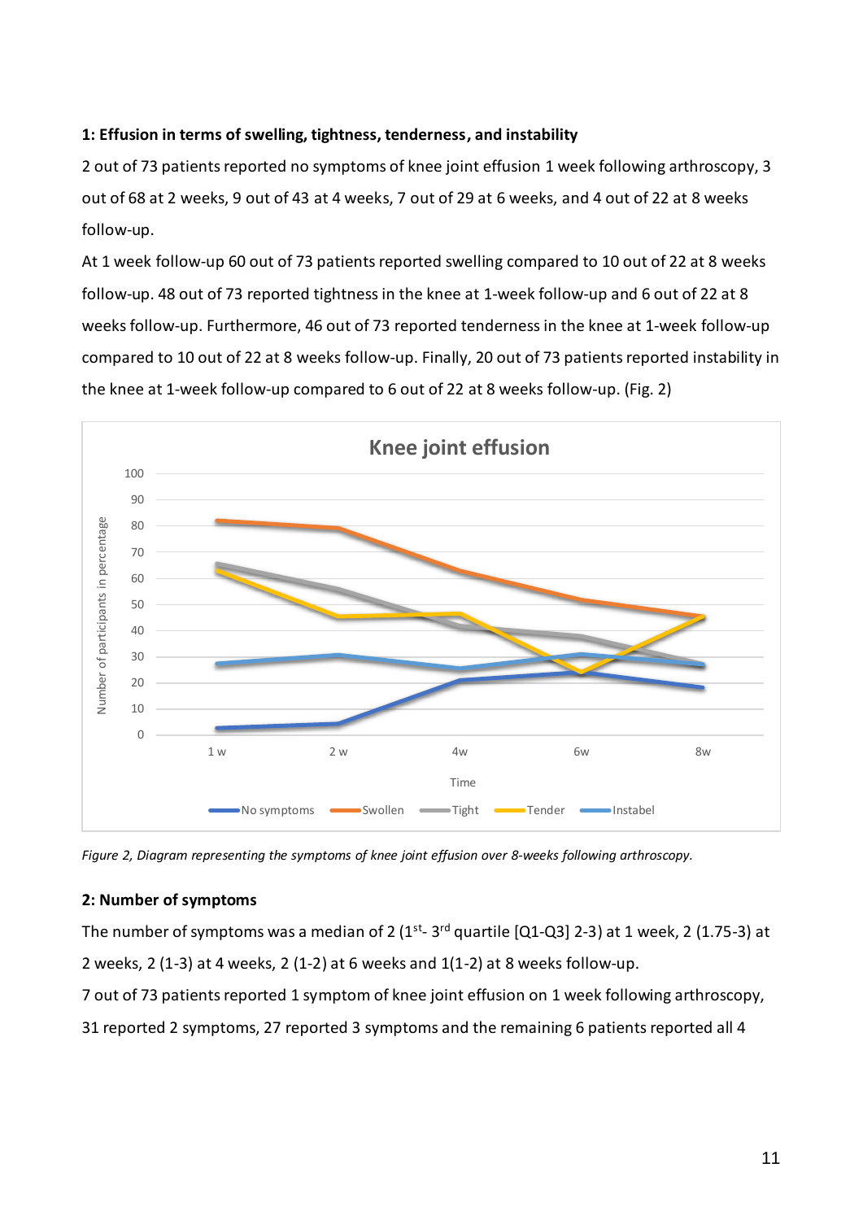**1: Effusion in terms of swelling, tightness, tenderness, and instability**

2 out of 73 patients reported no symptoms of knee joint effusion 1 week following arthroscopy, 3 out of 68 at 2 weeks, 9 out of 43 at 4 weeks, 7 out of 29 at 6 weeks, and 4 out of 22 at 8 weeks follow-up.

At 1 week follow-up 60 out of 73 patients reported swelling compared to 10 out of 22 at 8 weeks follow-up. 48 out of 73 reported tightness in the knee at 1-week follow-up and 6 out of 22 at 8 weeks follow-up. Furthermore, 46 out of 73 reported tenderness in the knee at 1-week follow-up compared to 10 out of 22 at 8 weeks follow-up. Finally, 20 out of 73 patients reported instability in the knee at 1-week follow-up compared to 6 out of 22 at 8 weeks follow-up. (Fig. 2)

*Figure 2, Diagram representing the symptoms of knee joint effusion over 8-weeks following arthroscopy.*

**2: Number of symptoms**

The number of symptoms was a median of 2 (1st- 3rd quartile [Q1-Q3] 2-3) at 1 week, 2 (1.75-3) at 2 weeks, 2 (1-3) at 4 weeks, 2 (1-2) at 6 weeks and 1(1-2) at 8 weeks follow-up.

7 out of 73 patients reported 1 symptom of knee joint effusion on 1 week following arthroscopy, 31 reported 2 symptoms, 27 reported 3 symptoms and the remaining 6 patients reported all 4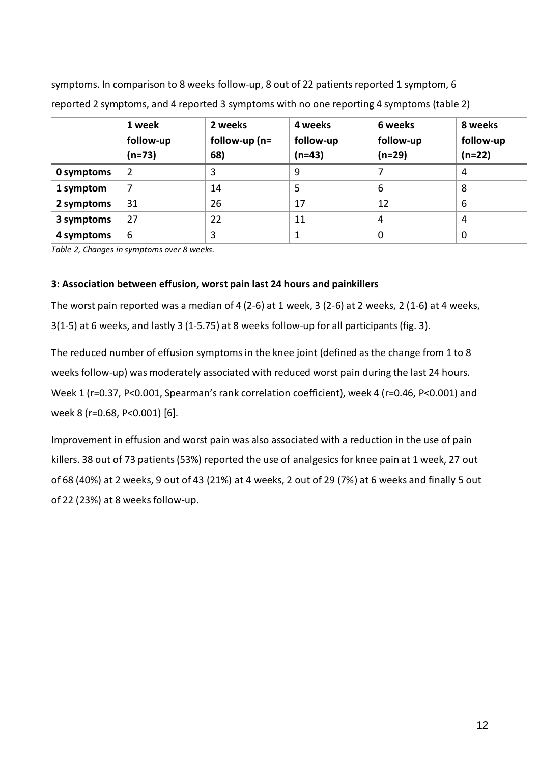symptoms. In comparison to 8 weeks follow-up, 8 out of 22 patients reported 1 symptom, 6 reported 2 symptoms, and 4 reported 3 symptoms with no one reporting 4 symptoms (table 2)

| | 1 week follow-up (n=73) | 2 weeks follow-up (n= 68) | 4 weeks follow-up (n=43) | 6 weeks follow-up (n=29) | 8 weeks follow-up (n=22) |
|---|---|---|---|---|---|
| **0 symptoms** | 2 | 3 | 9 | 7 | 4 |
| **1 symptom** | 7 | 14 | 5 | 6 | 8 |
| **2 symptoms** | 31 | 26 | 17 | 12 | 6 |
| **3 symptoms** | 27 | 22 | 11 | 4 | 4 |
| **4 symptoms** | 6 | 3 | 1 | 0 | 0 |

*Table 2, Changes in symptoms over 8 weeks.*

### 3: Association between effusion, worst pain last 24 hours and painkillers

The worst pain reported was a median of 4 (2-6) at 1 week, 3 (2-6) at 2 weeks, 2 (1-6) at 4 weeks, 3(1-5) at 6 weeks, and lastly 3 (1-5.75) at 8 weeks follow-up for all participants (fig. 3).

The reduced number of effusion symptoms in the knee joint (defined as the change from 1 to 8 weeks follow-up) was moderately associated with reduced worst pain during the last 24 hours. Week 1 ($r=0.37$, $P<0.001$, Spearman's rank correlation coefficient), week 4 ($r=0.46$, $P<0.001$) and week 8 ($r=0.68$, $P<0.001$) [6].

Improvement in effusion and worst pain was also associated with a reduction in the use of pain killers. 38 out of 73 patients (53%) reported the use of analgesics for knee pain at 1 week, 27 out of 68 (40%) at 2 weeks, 9 out of 43 (21%) at 4 weeks, 2 out of 29 (7%) at 6 weeks and finally 5 out of 22 (23%) at 8 weeks follow-up.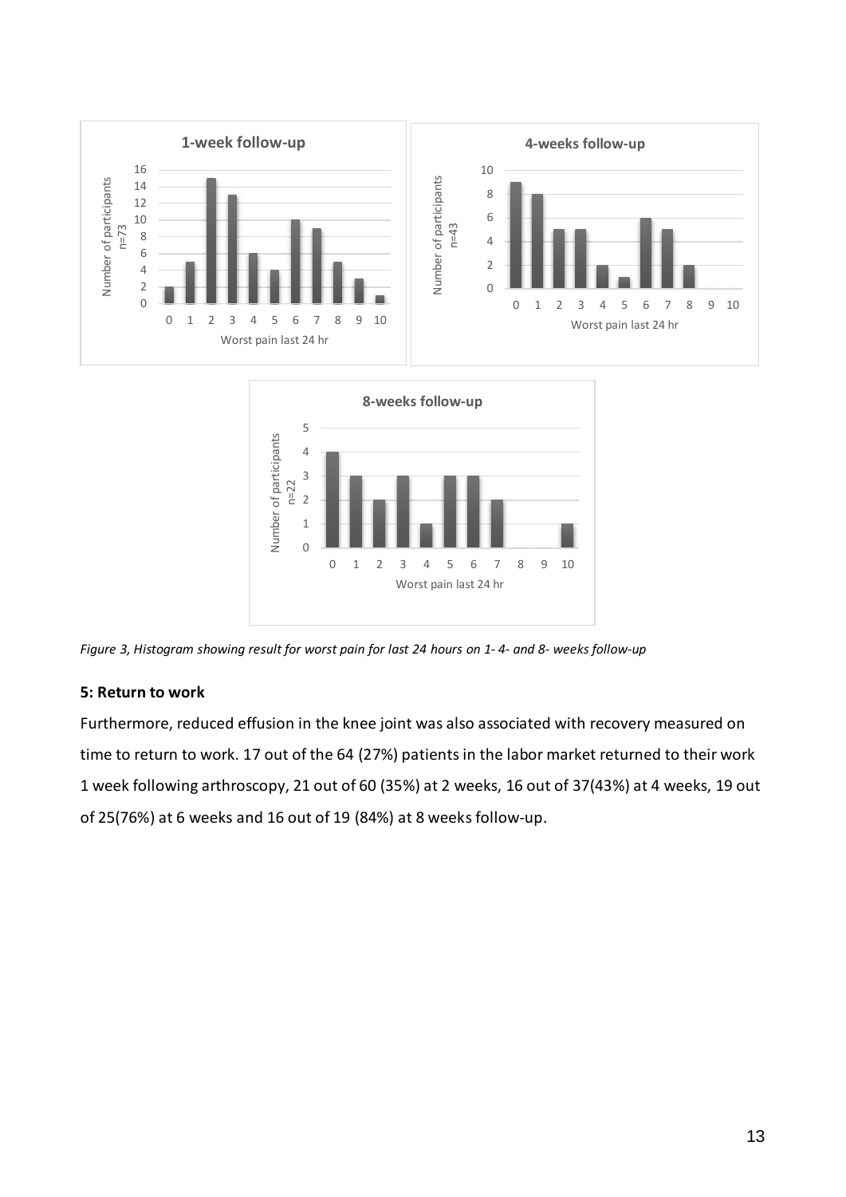*Figure 3, Histogram showing result for worst pain for last 24 hours on 1- 4- and 8- weeks follow-up*

**5: Return to work**

Furthermore, reduced effusion in the knee joint was also associated with recovery measured on time to return to work. 17 out of the 64 (27%) patients in the labor market returned to their work 1 week following arthroscopy, 21 out of 60 (35%) at 2 weeks, 16 out of 37(43%) at 4 weeks, 19 out of 25(76%) at 6 weeks and 16 out of 19 (84%) at 8 weeks follow-up.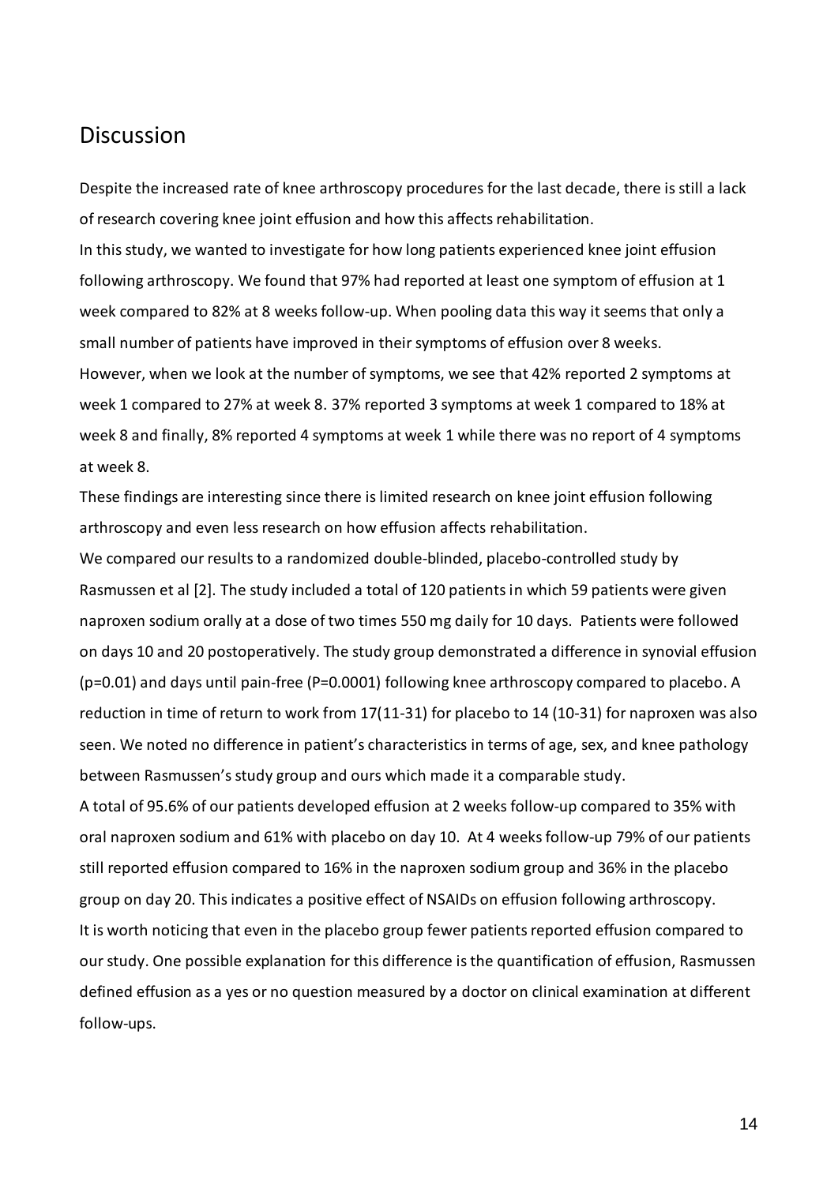## Discussion

Despite the increased rate of knee arthroscopy procedures for the last decade, there is still a lack of research covering knee joint effusion and how this affects rehabilitation.

In this study, we wanted to investigate for how long patients experienced knee joint effusion following arthroscopy. We found that 97% had reported at least one symptom of effusion at 1 week compared to 82% at 8 weeks follow-up. When pooling data this way it seems that only a small number of patients have improved in their symptoms of effusion over 8 weeks.

However, when we look at the number of symptoms, we see that 42% reported 2 symptoms at week 1 compared to 27% at week 8. 37% reported 3 symptoms at week 1 compared to 18% at week 8 and finally, 8% reported 4 symptoms at week 1 while there was no report of 4 symptoms at week 8.

These findings are interesting since there is limited research on knee joint effusion following arthroscopy and even less research on how effusion affects rehabilitation.

We compared our results to a randomized double-blinded, placebo-controlled study by Rasmussen et al [2]. The study included a total of 120 patients in which 59 patients were given naproxen sodium orally at a dose of two times 550 mg daily for 10 days. Patients were followed on days 10 and 20 postoperatively. The study group demonstrated a difference in synovial effusion (p=0.01) and days until pain-free (P=0.0001) following knee arthroscopy compared to placebo. A reduction in time of return to work from 17(11-31) for placebo to 14 (10-31) for naproxen was also seen. We noted no difference in patient's characteristics in terms of age, sex, and knee pathology between Rasmussen's study group and ours which made it a comparable study.

A total of 95.6% of our patients developed effusion at 2 weeks follow-up compared to 35% with oral naproxen sodium and 61% with placebo on day 10. At 4 weeks follow-up 79% of our patients still reported effusion compared to 16% in the naproxen sodium group and 36% in the placebo group on day 20. This indicates a positive effect of NSAIDs on effusion following arthroscopy.

It is worth noticing that even in the placebo group fewer patients reported effusion compared to our study. One possible explanation for this difference is the quantification of effusion, Rasmussen defined effusion as a yes or no question measured by a doctor on clinical examination at different follow-ups.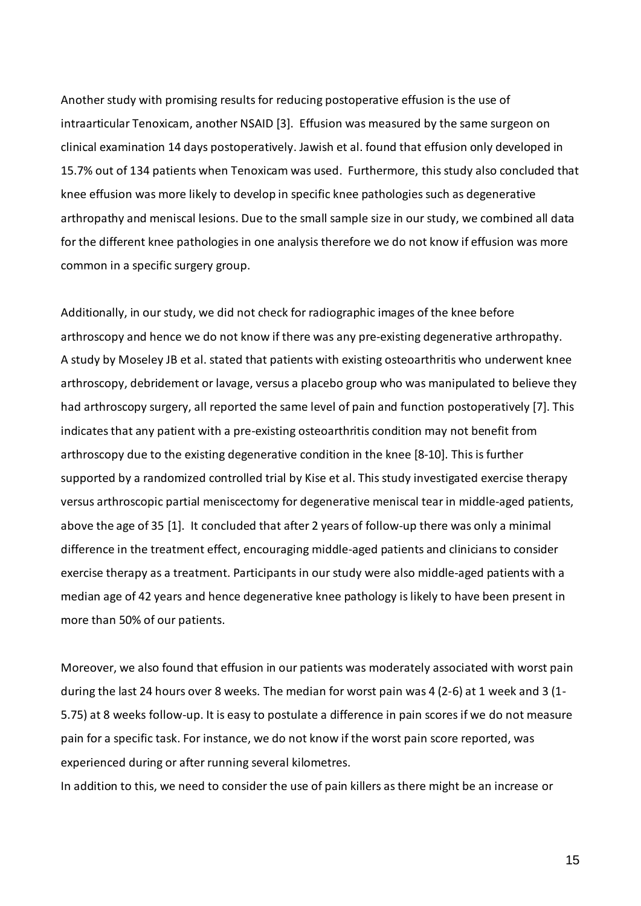Another study with promising results for reducing postoperative effusion is the use of intraarticular Tenoxicam, another NSAID [3]. Effusion was measured by the same surgeon on clinical examination 14 days postoperatively. Jawish et al. found that effusion only developed in 15.7% out of 134 patients when Tenoxicam was used. Furthermore, this study also concluded that knee effusion was more likely to develop in specific knee pathologies such as degenerative arthropathy and meniscal lesions. Due to the small sample size in our study, we combined all data for the different knee pathologies in one analysis therefore we do not know if effusion was more common in a specific surgery group.

Additionally, in our study, we did not check for radiographic images of the knee before arthroscopy and hence we do not know if there was any pre-existing degenerative arthropathy. A study by Moseley JB et al. stated that patients with existing osteoarthritis who underwent knee arthroscopy, debridement or lavage, versus a placebo group who was manipulated to believe they had arthroscopy surgery, all reported the same level of pain and function postoperatively [7]. This indicates that any patient with a pre-existing osteoarthritis condition may not benefit from arthroscopy due to the existing degenerative condition in the knee [8-10]. This is further supported by a randomized controlled trial by Kise et al. This study investigated exercise therapy versus arthroscopic partial meniscectomy for degenerative meniscal tear in middle-aged patients, above the age of 35 [1]. It concluded that after 2 years of follow-up there was only a minimal difference in the treatment effect, encouraging middle-aged patients and clinicians to consider exercise therapy as a treatment. Participants in our study were also middle-aged patients with a median age of 42 years and hence degenerative knee pathology is likely to have been present in more than 50% of our patients.

Moreover, we also found that effusion in our patients was moderately associated with worst pain during the last 24 hours over 8 weeks. The median for worst pain was 4 (2-6) at 1 week and 3 (1-5.75) at 8 weeks follow-up. It is easy to postulate a difference in pain scores if we do not measure pain for a specific task. For instance, we do not know if the worst pain score reported, was experienced during or after running several kilometres.

In addition to this, we need to consider the use of pain killers as there might be an increase or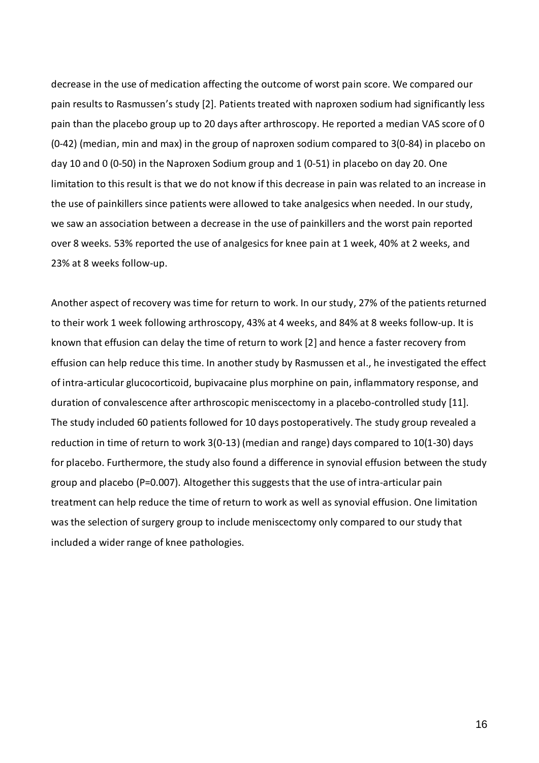decrease in the use of medication affecting the outcome of worst pain score. We compared our pain results to Rasmussen's study [2]. Patients treated with naproxen sodium had significantly less pain than the placebo group up to 20 days after arthroscopy. He reported a median VAS score of 0 (0-42) (median, min and max) in the group of naproxen sodium compared to 3(0-84) in placebo on day 10 and 0 (0-50) in the Naproxen Sodium group and 1 (0-51) in placebo on day 20. One limitation to this result is that we do not know if this decrease in pain was related to an increase in the use of painkillers since patients were allowed to take analgesics when needed. In our study, we saw an association between a decrease in the use of painkillers and the worst pain reported over 8 weeks. 53% reported the use of analgesics for knee pain at 1 week, 40% at 2 weeks, and 23% at 8 weeks follow-up.

Another aspect of recovery was time for return to work. In our study, 27% of the patients returned to their work 1 week following arthroscopy, 43% at 4 weeks, and 84% at 8 weeks follow-up. It is known that effusion can delay the time of return to work [2] and hence a faster recovery from effusion can help reduce this time. In another study by Rasmussen et al., he investigated the effect of intra-articular glucocorticoid, bupivacaine plus morphine on pain, inflammatory response, and duration of convalescence after arthroscopic meniscectomy in a placebo-controlled study [11]. The study included 60 patients followed for 10 days postoperatively. The study group revealed a reduction in time of return to work 3(0-13) (median and range) days compared to 10(1-30) days for placebo. Furthermore, the study also found a difference in synovial effusion between the study group and placebo (P=0.007). Altogether this suggests that the use of intra-articular pain treatment can help reduce the time of return to work as well as synovial effusion. One limitation was the selection of surgery group to include meniscectomy only compared to our study that included a wider range of knee pathologies.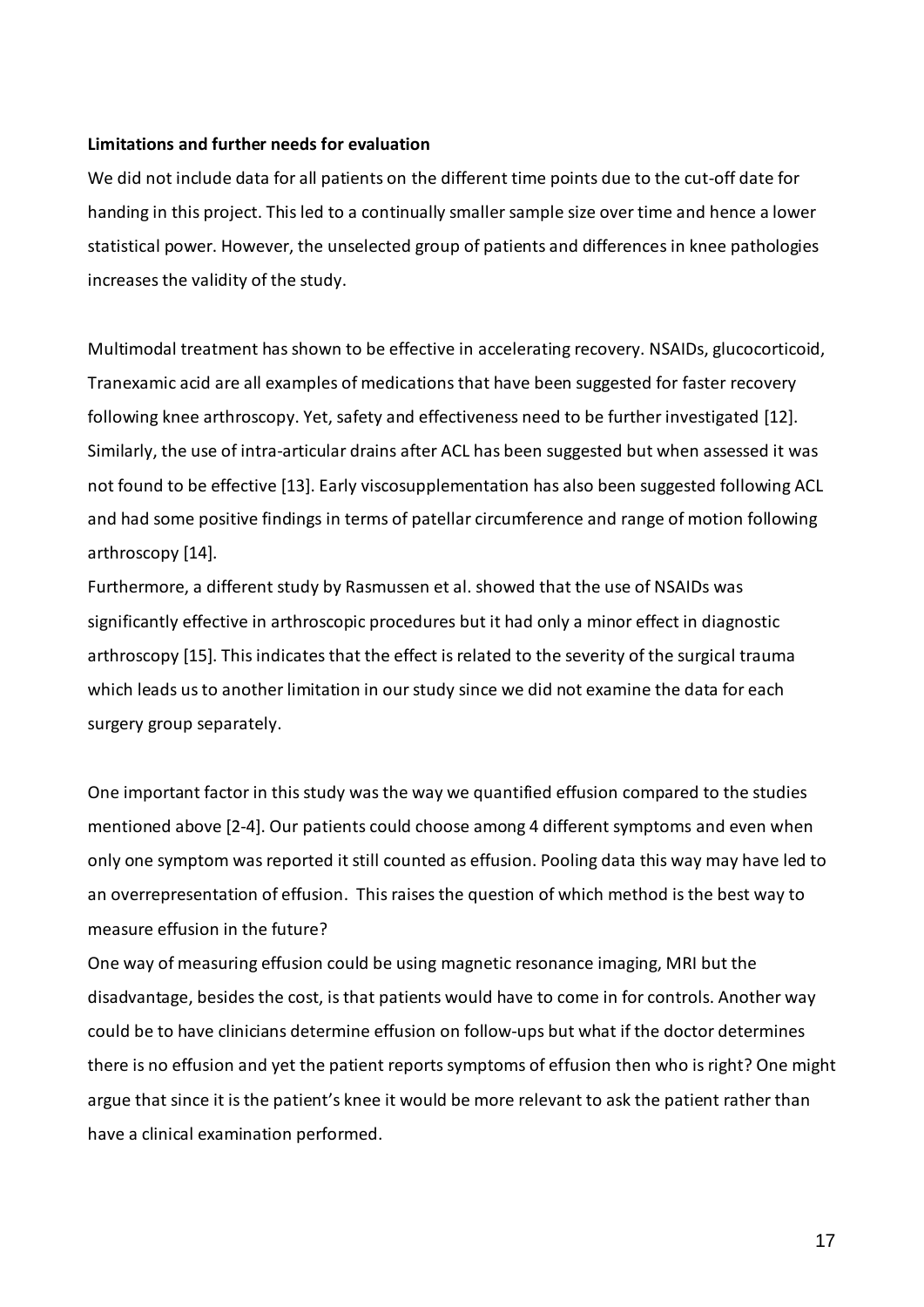**Limitations and further needs for evaluation**

We did not include data for all patients on the different time points due to the cut-off date for handing in this project. This led to a continually smaller sample size over time and hence a lower statistical power. However, the unselected group of patients and differences in knee pathologies increases the validity of the study.

Multimodal treatment has shown to be effective in accelerating recovery. NSAIDs, glucocorticoid, Tranexamic acid are all examples of medications that have been suggested for faster recovery following knee arthroscopy. Yet, safety and effectiveness need to be further investigated [12]. Similarly, the use of intra-articular drains after ACL has been suggested but when assessed it was not found to be effective [13]. Early viscosupplementation has also been suggested following ACL and had some positive findings in terms of patellar circumference and range of motion following arthroscopy [14].

Furthermore, a different study by Rasmussen et al. showed that the use of NSAIDs was significantly effective in arthroscopic procedures but it had only a minor effect in diagnostic arthroscopy [15]. This indicates that the effect is related to the severity of the surgical trauma which leads us to another limitation in our study since we did not examine the data for each surgery group separately.

One important factor in this study was the way we quantified effusion compared to the studies mentioned above [2-4]. Our patients could choose among 4 different symptoms and even when only one symptom was reported it still counted as effusion. Pooling data this way may have led to an overrepresentation of effusion. This raises the question of which method is the best way to measure effusion in the future?

One way of measuring effusion could be using magnetic resonance imaging, MRI but the disadvantage, besides the cost, is that patients would have to come in for controls. Another way could be to have clinicians determine effusion on follow-ups but what if the doctor determines there is no effusion and yet the patient reports symptoms of effusion then who is right? One might argue that since it is the patient's knee it would be more relevant to ask the patient rather than have a clinical examination performed.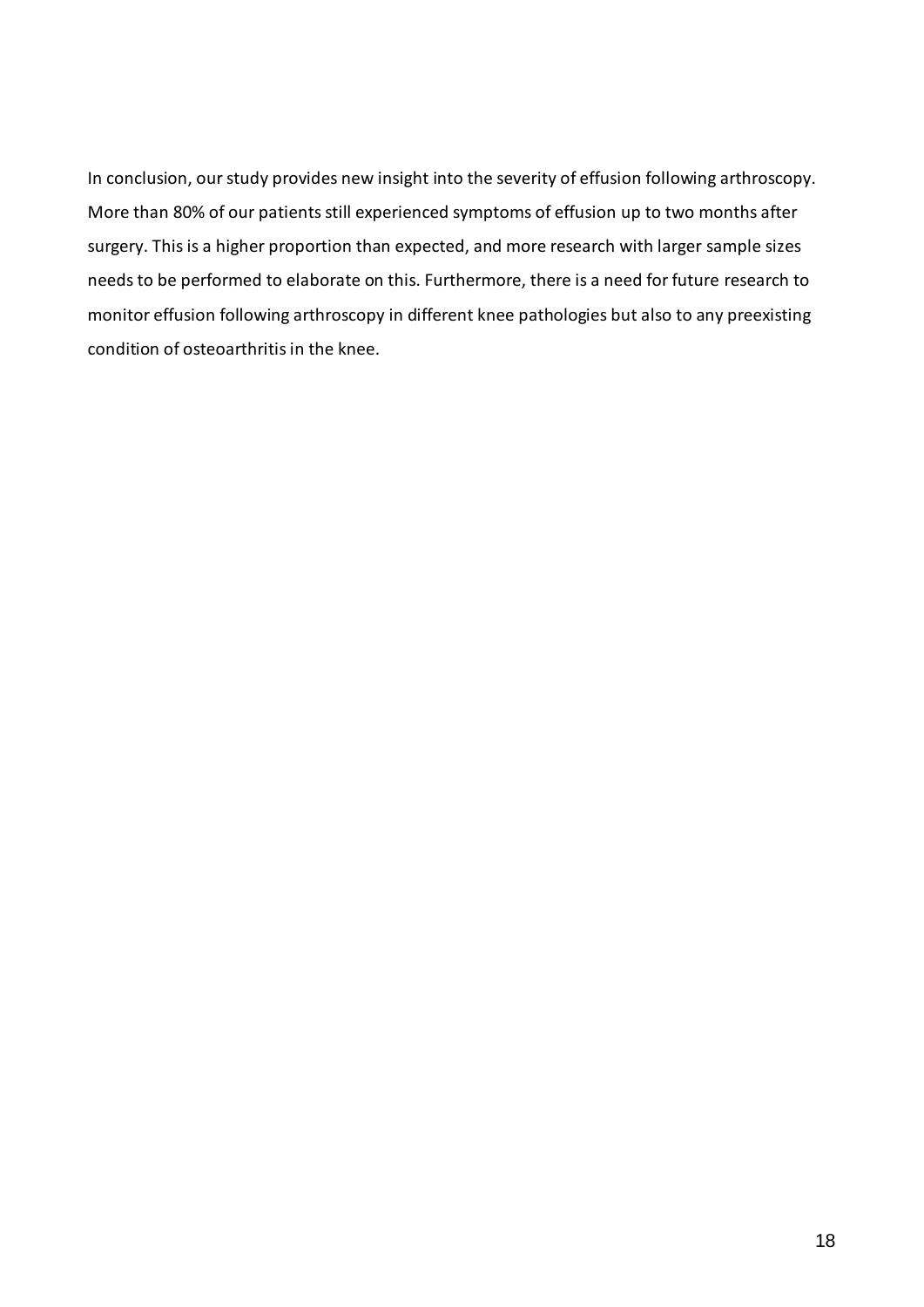In conclusion, our study provides new insight into the severity of effusion following arthroscopy. More than 80% of our patients still experienced symptoms of effusion up to two months after surgery. This is a higher proportion than expected, and more research with larger sample sizes needs to be performed to elaborate on this. Furthermore, there is a need for future research to monitor effusion following arthroscopy in different knee pathologies but also to any preexisting condition of osteoarthritis in the knee.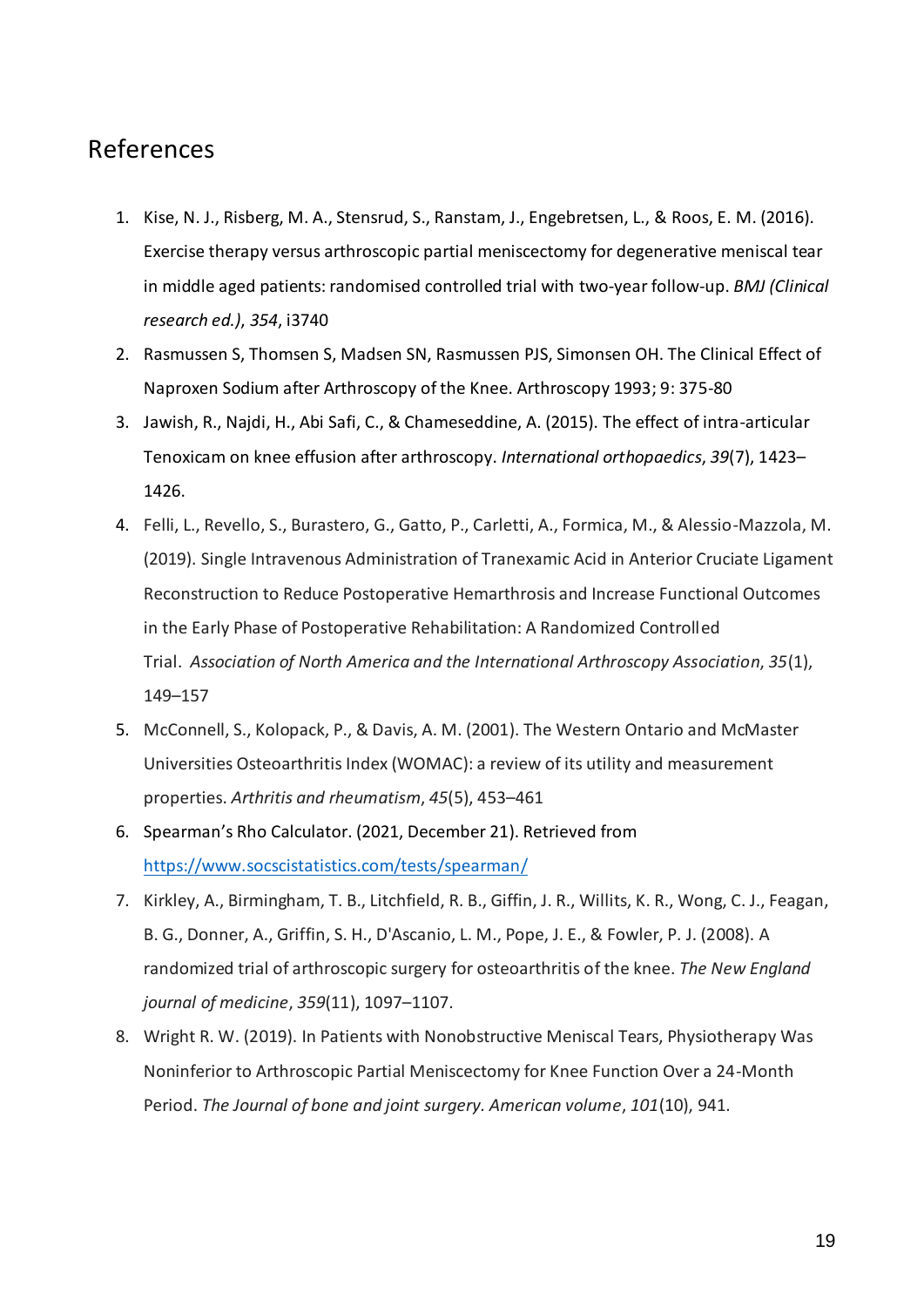## References

1. Kise, N. J., Risberg, M. A., Stensrud, S., Ranstam, J., Engebretsen, L., & Roos, E. M. (2016). Exercise therapy versus arthroscopic partial meniscectomy for degenerative meniscal tear in middle aged patients: randomised controlled trial with two-year follow-up. *BMJ (Clinical research ed.)*, *354*, i3740
2. Rasmussen S, Thomsen S, Madsen SN, Rasmussen PJS, Simonsen OH. The Clinical Effect of Naproxen Sodium after Arthroscopy of the Knee. Arthroscopy 1993; 9: 375-80
3. Jawish, R., Najdi, H., Abi Safi, C., & Chameseddine, A. (2015). The effect of intra-articular Tenoxicam on knee effusion after arthroscopy. *International orthopaedics*, *39*(7), 1423–1426.
4. Felli, L., Revello, S., Burastero, G., Gatto, P., Carletti, A., Formica, M., & Alessio-Mazzola, M. (2019). Single Intravenous Administration of Tranexamic Acid in Anterior Cruciate Ligament Reconstruction to Reduce Postoperative Hemarthrosis and Increase Functional Outcomes in the Early Phase of Postoperative Rehabilitation: A Randomized Controlled Trial. *Association of North America and the International Arthroscopy Association*, *35*(1), 149–157
5. McConnell, S., Kolopack, P., & Davis, A. M. (2001). The Western Ontario and McMaster Universities Osteoarthritis Index (WOMAC): a review of its utility and measurement properties. *Arthritis and rheumatism*, *45*(5), 453–461
6. Spearman's Rho Calculator. (2021, December 21). Retrieved from https://www.socscistatistics.com/tests/spearman/
7. Kirkley, A., Birmingham, T. B., Litchfield, R. B., Giffin, J. R., Willits, K. R., Wong, C. J., Feagan, B. G., Donner, A., Griffin, S. H., D'Ascanio, L. M., Pope, J. E., & Fowler, P. J. (2008). A randomized trial of arthroscopic surgery for osteoarthritis of the knee. *The New England journal of medicine*, *359*(11), 1097–1107.
8. Wright R. W. (2019). In Patients with Nonobstructive Meniscal Tears, Physiotherapy Was Noninferior to Arthroscopic Partial Meniscectomy for Knee Function Over a 24-Month Period. *The Journal of bone and joint surgery. American volume*, *101*(10), 941.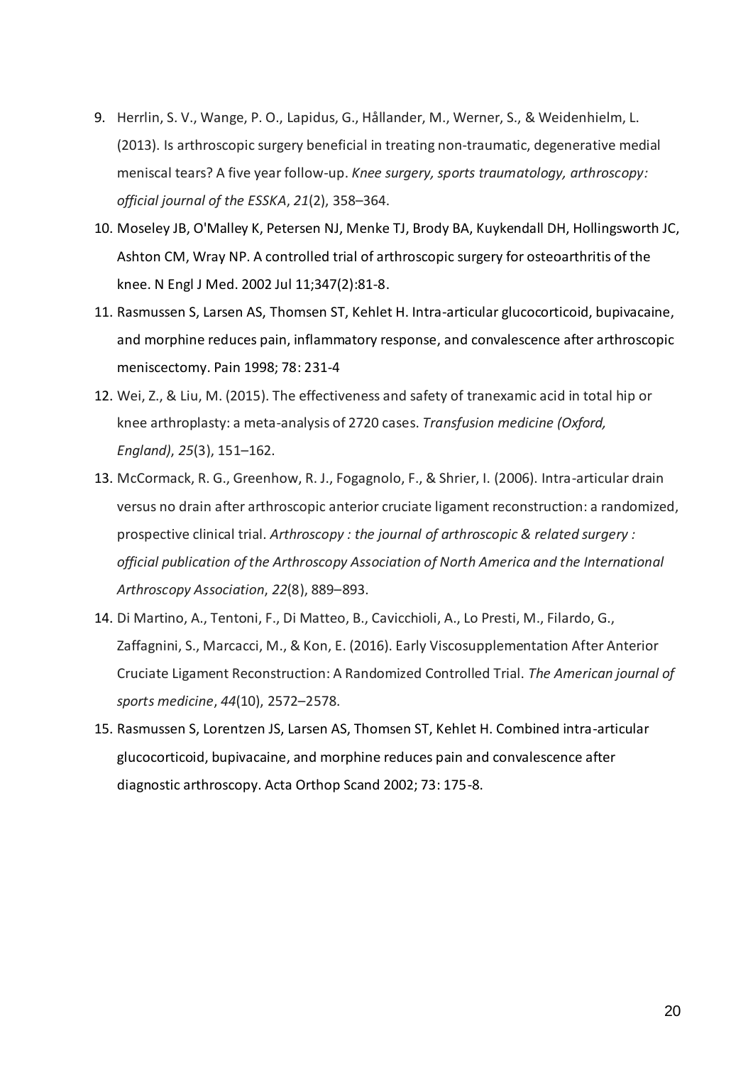9. Herrlin, S. V., Wange, P. O., Lapidus, G., Hållander, M., Werner, S., & Weidenhielm, L. (2013). Is arthroscopic surgery beneficial in treating non-traumatic, degenerative medial meniscal tears? A five year follow-up. *Knee surgery, sports traumatology, arthroscopy: official journal of the ESSKA*, *21*(2), 358–364.
10. Moseley JB, O'Malley K, Petersen NJ, Menke TJ, Brody BA, Kuykendall DH, Hollingsworth JC, Ashton CM, Wray NP. A controlled trial of arthroscopic surgery for osteoarthritis of the knee. N Engl J Med. 2002 Jul 11;347(2):81-8.
11. Rasmussen S, Larsen AS, Thomsen ST, Kehlet H. Intra-articular glucocorticoid, bupivacaine, and morphine reduces pain, inflammatory response, and convalescence after arthroscopic meniscectomy. Pain 1998; 78: 231-4
12. Wei, Z., & Liu, M. (2015). The effectiveness and safety of tranexamic acid in total hip or knee arthroplasty: a meta-analysis of 2720 cases. *Transfusion medicine (Oxford, England)*, *25*(3), 151–162.
13. McCormack, R. G., Greenhow, R. J., Fogagnolo, F., & Shrier, I. (2006). Intra-articular drain versus no drain after arthroscopic anterior cruciate ligament reconstruction: a randomized, prospective clinical trial. *Arthroscopy : the journal of arthroscopic & related surgery : official publication of the Arthroscopy Association of North America and the International Arthroscopy Association*, *22*(8), 889–893.
14. Di Martino, A., Tentoni, F., Di Matteo, B., Cavicchioli, A., Lo Presti, M., Filardo, G., Zaffagnini, S., Marcacci, M., & Kon, E. (2016). Early Viscosupplementation After Anterior Cruciate Ligament Reconstruction: A Randomized Controlled Trial. *The American journal of sports medicine*, *44*(10), 2572–2578.
15. Rasmussen S, Lorentzen JS, Larsen AS, Thomsen ST, Kehlet H. Combined intra-articular glucocorticoid, bupivacaine, and morphine reduces pain and convalescence after diagnostic arthroscopy. Acta Orthop Scand 2002; 73: 175-8.